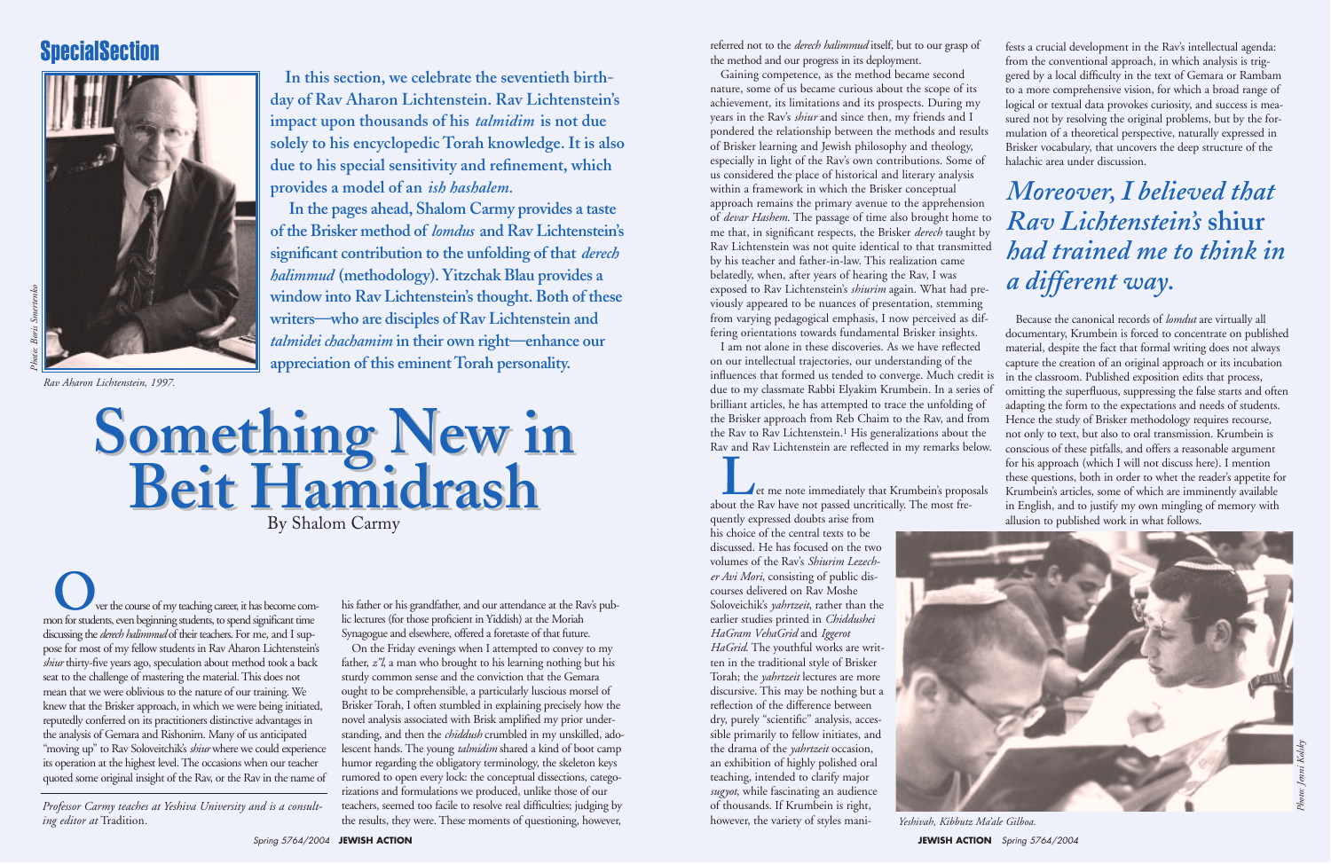## Special Section

*Rav Aharon Lichtenstein, 1997.*

*Photo: Boris Smetenko*

**In this section, we celebrate the seventieth birthday of Rav Aharon Lichtenstein. Rav Lichtenstein's impact upon thousands of his *talmidim* is not due solely to his encyclopedic Torah knowledge. It is also due to his special sensitivity and refinement, which provides a model of an *ish hashalem*.**

**In the pages ahead, Shalom Carmy provides a taste of the Brisker method of *lomdus* and Rav Lichtenstein's significant contribution to the unfolding of that *derech halimmud* (methodology). Yitzchak Blau provides a window into Rav Lichtenstein's thought. Both of these writers—who are disciples of Rav Lichtenstein and *talmidei chachamim* in their own right—enhance our appreciation of this eminent Torah personality.**

# Something New in Beit Hamidrash

By Shalom Carmy

Over the course of my teaching career, it has become common for students, even beginning students, to spend significant time discussing the *derech halimmud* of their teachers. For me, and I suppose for most of my fellow students in Rav Aharon Lichtenstein's *shiur* thirty-five years ago, speculation about method took a back seat to the challenge of mastering the material. This does not mean that we were oblivious to the nature of our training. We knew that the Brisker approach, in which we were being initiated, reputedly conferred on its practitioners distinctive advantages in the analysis of Gemara and Rishonim. Many of us anticipated "moving up" to Rav Soloveitchik's *shiur* where we could experience its operation at the highest level. The occasions when our teacher quoted some original insight of the Rav, or the Rav in the name of his father or his grandfather, and our attendance at the Rav's public lectures (for those proficient in Yiddish) at the Moriah Synagogue and elsewhere, offered a foretaste of that future.

On the Friday evenings when I attempted to convey to my father, *z"l*, a man who brought to his learning nothing but his sturdy common sense and the conviction that the Gemara ought to be comprehensible, a particularly luscious morsel of Brisker Torah, I often stumbled in explaining precisely how the novel analysis associated with Brisk amplified my prior understanding, and then the *chiddush* crumbled in my unskilled, adolescent hands. The young *talmidim* shared a kind of boot camp humor regarding the obligatory terminology, the skeleton keys rumored to open every lock: the conceptual dissections, categorizations and formulations we produced, unlike those of our teachers, seemed too facile to resolve real difficulties; judging by the results, they were. These moments of questioning, however, referred not to the *derech halimmud* itself, but to our grasp of the method and our progress in its deployment.

Gaining competence, as the method became second nature, some of us became curious about the scope of its achievement, its limitations and its prospects. During my years in the Rav's *shiur* and since then, my friends and I pondered the relationship between the methods and results of Brisker learning and Jewish philosophy and theology, especially in light of the Rav's own contributions. Some of us considered the place of historical and literary analysis within a framework in which the Brisker conceptual approach remains the primary avenue to the apprehension of *devar Hashem*. The passage of time also brought home to me that, in significant respects, the Brisker *derech* taught by Rav Lichtenstein was not quite identical to that transmitted by his teacher and father-in-law. This realization came belatedly, when, after years of hearing the Rav, I was exposed to Rav Lichtenstein's *shiurim* again. What had previously appeared to be nuances of presentation, stemming from varying pedagogical emphasis, I now perceived as differing orientations towards fundamental Brisker insights.

I am not alone in these discoveries. As we have reflected on our intellectual trajectories, our understanding of the influences that formed us tended to converge. Much credit is due to my classmate Rabbi Elyakim Krumbein. In a series of brilliant articles, he has attempted to trace the unfolding of the Brisker approach from Reb Chaim to the Rav, and from the Rav to Rav Lichtenstein.[1] His generalizations about the Rav and Rav Lichtenstein are reflected in my remarks below.

Let me note immediately that Krumbein's proposals about the Rav have not passed uncritically. The most frequently expressed doubts arise from his choice of the central texts to be discussed. He has focused on the two volumes of the Rav's *Shiurim Lezecher Avi Mori*, consisting of public discourses delivered on Rav Moshe Soloveichik's *yahrtzeit*, rather than the earlier studies printed in *Chiddushei HaGram VehaGrid* and *Iggerot HaGrid*. The youthful works are written in the traditional style of Brisker Torah; the *yahrtzeit* lectures are more discursive. This may be nothing but a reflection of the difference between dry, purely "scientific" analysis, accessible primarily to fellow initiates, and the drama of the *yahrtzeit* occasion, an exhibition of highly polished oral teaching, intended to clarify major *sugyot*, while fascinating an audience of thousands. If Krumbein is right, however, the variety of styles manifests a crucial development in the Rav's intellectual agenda: from the conventional approach, in which analysis is triggered by a local difficulty in the text of Gemara or Rambam to a more comprehensive vision, for which a broad range of logical or textual data provokes curiosity, and success is measured not by resolving the original problems, but by the formulation of a theoretical perspective, naturally expressed in Brisker vocabulary, that uncovers the deep structure of the halachic area under discussion.

> *Moreover, I believed that Rav Lichtenstein's* **shiur** *had trained me to think in a different way.*

Because the canonical records of *lomdut* are virtually all documentary, Krumbein is forced to concentrate on published material, despite the fact that formal writing does not always capture the creation of an original approach or its incubation in the classroom. Published exposition edits that process, omitting the superfluous, suppressing the false starts and often adapting the form to the expectations and needs of students. Hence the study of Brisker methodology requires recourse, not only to text, but also to oral transmission. Krumbein is conscious of these pitfalls, and offers a reasonable argument for his approach (which I will not discuss here). I mention these questions, both in order to whet the reader's appetite for Krumbein's articles, some of which are imminently available in English, and to justify my own mingling of memory with allusion to published work in what follows.

*Yeshivah, Kibbutz Ma'ale Gilboa.*

*Photo: Jenni Kolsky*

*Professor Carmy teaches at Yeshiva University and is a consulting editor at* Tradition.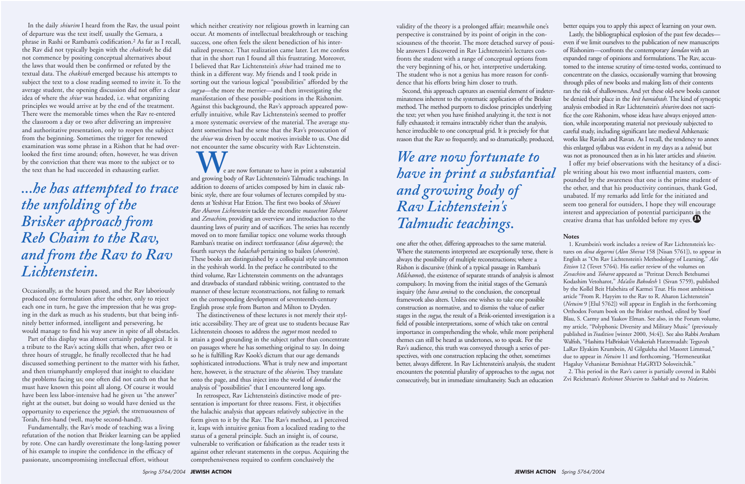In the daily *shiurim* I heard from the Rav, the usual point of departure was the text itself, usually the Gemara, a phrase in Rashi or Rambam's codification.[2] As far as I recall, the Rav did not typically begin with the *chakirah*; he did not commence by positing conceptual alternatives about the laws that would then be confirmed or refuted by the textual data. The *chakirah* emerged because his attempts to subject the text to a close reading seemed to invite it. To the average student, the opening discussion did not offer a clear idea of where the *shiur* was headed, i.e. what organizing principles we would arrive at by the end of the treatment. There were the memorable times when the Rav re-entered the classroom a day or two after delivering an impressive and authoritative presentation, only to reopen the subject from the beginning. Sometimes the trigger for renewed examination was some phrase in a Rishon that he had overlooked the first time around; often, however, he was driven by the conviction that there was more to the subject or to the text than he had succeeded in exhausting earlier.

*...he has attempted to trace the unfolding of the Brisker approach from Reb Chaim to the Rav, and from the Rav to Rav Lichtenstein.*

Occasionally, as the hours passed, and the Rav laboriously produced one formulation after the other, only to reject each one in turn, he gave the impression that he was groping in the dark as much as his students, but that being infinitely better informed, intelligent and persevering, he would manage to find his way anew in spite of all obstacles.

Part of this display was almost certainly pedagogical. It is a tribute to the Rav's acting skills that when, after two or three hours of struggle, he finally recollected that he had discussed something pertinent to the matter with his father, and then triumphantly employed that insight to elucidate the problems facing us; one often did not catch on that he must have known this point all along. Of course it would have been less labor-intensive had he given us "the answer" right at the outset, but doing so would have denied us the opportunity to experience the *yegiah*, the strenuousness of Torah, first-hand (well, maybe second-hand!).

Fundamentally, the Rav's mode of teaching was a living refutation of the notion that Brisker learning can be applied by rote. One can hardly overestimate the long-lasting power of his example to inspire the confidence in the efficacy of passionate, uncompromising intellectual effort, without which neither creativity nor religious growth in learning can occur. At moments of intellectual breakthrough or teaching success, one often feels the silent benediction of his internalized presence. That realization came later. Let me confess that in the short run I found all this frustrating. Moreover, I believed that Rav Lichtenstein's *shiur* had trained me to think in a different way. My friends and I took pride in sorting out the various logical "possibilities" afforded by the *sugya*—the more the merrier—and then investigating the manifestation of these possible positions in the Rishonim. Against this background, the Rav's approach appeared powerfully intuitive, while Rav Lichtenstein's seemed to proffer a more systematic overview of the material. The average student sometimes had the sense that the Rav's prosecution of the *shiur* was driven by occult motives invisible to us. One did not encounter the same obscurity with Rav Lichtenstein.

We are now fortunate to have in print a substantial and growing body of Rav Lichtenstein's Talmudic teachings. In addition to dozens of articles composed by him in classic rabbinic style, there are four volumes of lectures compiled by students at Yeshivat Har Etzion. The first two books of *Shiurei Rav Aharon Lichtenstein* tackle the recondite *massechtot Toharot* and *Zevachim*, providing an overview and introduction to the daunting laws of purity and of sacrifices. The series has recently moved on to more familiar topics: one volume works through Ramban's treatise on indirect tortfeasance (*dina degarmi*); the fourth surveys the *halachah* pertaining to bailees (*shomrim*). These books are distinguished by a colloquial style uncommon in the yeshivah world. In the preface he contributed to the third volume, Rav Lichtenstein comments on the advantages and drawbacks of standard rabbinic writing, contrasted to the manner of these lecture reconstructions, not failing to remark on the corresponding development of seventeenth-century English prose style from Burton and Milton to Dryden.

The distinctiveness of these lectures is not merely their stylistic accessibility. They are of great use to students because Rav Lichtenstein chooses to address the *sugyot* most needed to attain a good grounding in the subject rather than concentrate on passages where he has something original to say. In doing so he is fulfilling Rav Kook's dictum that our age demands sophisticated introductions. What is truly new and important here, however, is the structure of the *shiurim*. They translate onto the page, and thus inject into the world of *lomdut* the analysis of "possibilities" that I encountered long ago.

In retrospect, Rav Lichtenstein's distinctive mode of presentation is important for three reasons. First, it objectifies the halachic analysis that appears relatively subjective in the form given to it by the Rav. The Rav's method, as I perceived it, leaps with intuitive genius from a localized reading to the status of a general principle. Such an insight is, of course, vulnerable to verification or falsification as the reader tests it against other relevant statements in the corpus. Acquiring the comprehensiveness required to confirm conclusively the validity of the theory is a prolonged affair; meanwhile one's perspective is constrained by its point of origin in the consciousness of the theorist. The more detached survey of possible answers I discovered in Rav Lichtenstein's lectures confronts the student with a range of conceptual options from the very beginning of his, or her, interpretive undertaking. The student who is not a genius has more reason for confidence that his efforts bring him closer to truth.

Second, this approach captures an essential element of indeterminateness inherent to the systematic application of the Brisker method. The method purports to disclose principles underlying the text; yet when you have finished analyzing it, the text is not fully exhausted; it remains intractably richer than the analysis, hence irreducible to one conceptual grid. It is precisely for that reason that the Rav so frequently, and so dramatically, produced, one after the other, differing approaches to the same material. Where the statements interpreted are exceptionally terse, there is always the possibility of multiple reconstructions; where a Rishon is discursive (think of a typical passage in Ramban's *Milchamot*), the existence of separate strands of analysis is almost compulsory. In moving from the initial stages of the Gemara's inquiry (the *hava amina*) to the conclusion, the conceptual framework also alters. Unless one wishes to take one possible construction as normative, and to dismiss the value of earlier stages in the *sugya*, the result of a Brisk-oriented investigation is a field of possible interpretations, some of which take on central importance in comprehending the whole, while more peripheral themes can still be heard as undertones, so to speak. For the Rav's audience, this truth was conveyed through a series of perspectives, with one construction replacing the other, sometimes better, always different. In Rav Lichtenstein's analysis, the student encounters the potential plurality of approaches to the *sugya*, not consecutively, but in immediate simultaneity. Such an education better equips you to apply this aspect of learning on your own.

*We are now fortunate to have in print a substantial and growing body of Rav Lichtenstein's Talmudic teachings.*

Lastly, the bibliographical explosion of the past few decades—even if we limit ourselves to the publication of new manuscripts of Rishonim—confronts the contemporary *lamdan* with an expanded range of opinions and formulations. The Rav, accustomed to the intense scrutiny of time-tested works, continued to concentrate on the classics, occasionally warning that browsing through piles of new books and making lists of their contents ran the risk of shallowness. And yet these old-new books cannot be denied their place in the *beit hamidrash*. The kind of synoptic analysis embodied in Rav Lichtenstein's *shiurim* does not sacrifice the core Rishonim, whose ideas have always enjoyed attention, while incorporating material not previously subjected to careful study, including significant late medieval Ashkenazic works like Raviah and Ravan. As I recall, the tendency to annex this enlarged syllabus was evident in my days as a *talmid*, but was not as pronounced then as in his later articles and *shiurim*.

I offer my brief observations with the hesitancy of a disciple writing about his two most influential masters, compounded by the awareness that one is the prime student of the other, and that his productivity continues, thank God, unabated. If my remarks add little for the initiated and seem too general for outsiders, I hope they will encourage interest and appreciation of potential participants in the creative drama that has unfolded before my eyes. JA

### Notes

1. Krumbein's work includes a review of Rav Lichtenstein's lectures on *dina degarmi* (*Alon Shevut* 158 [Nisan 5761]), to appear in English as "On Rav Lichtenstein's Methodology of Learning," *Alei Etzion* 12 (Tevet 5764). His earlier review of the volumes on *Zevachim* and *Toharot* appeared as "Peritzat Derech Betehumei Kodashim Vetoharot," *Ma'alin Bakodesh* 1 (Sivan 5759), published by the Kollel Beit Habehira of Karmei Tzur. His most ambitious article "From R. Hayyim to the Rav to R. Aharon Lichtenstein" (*Netuim* 9 [Elul 5762]) will appear in English in the forthcoming Orthodox Forum book on the Brisker method, edited by Yosef Blau, S. Carmy and Yaakov Elman. See also, in the Forum volume, my article, "Polyphonic Diversity and Military Music" (previously published in *Tradition* [winter 2000, 34:4]). See also Rabbi Avraham Walfish, "Hashitta HaBriskait Vehakeriah Hatzemudah: Teguvah LaRav Elyakim Krumbein, Al Gilguleha shel Masoret Limmud," due to appear in *Netuim* 11 and forthcoming, "Hermeneutikat Hagaluy Vehanistar Bemishnat HaGRYD Soloveitchik."

2. This period in the Rav's career is partially covered in Rabbi Zvi Reichman's *Reshimot Shiurim* to *Sukkah* and to *Nedarim*.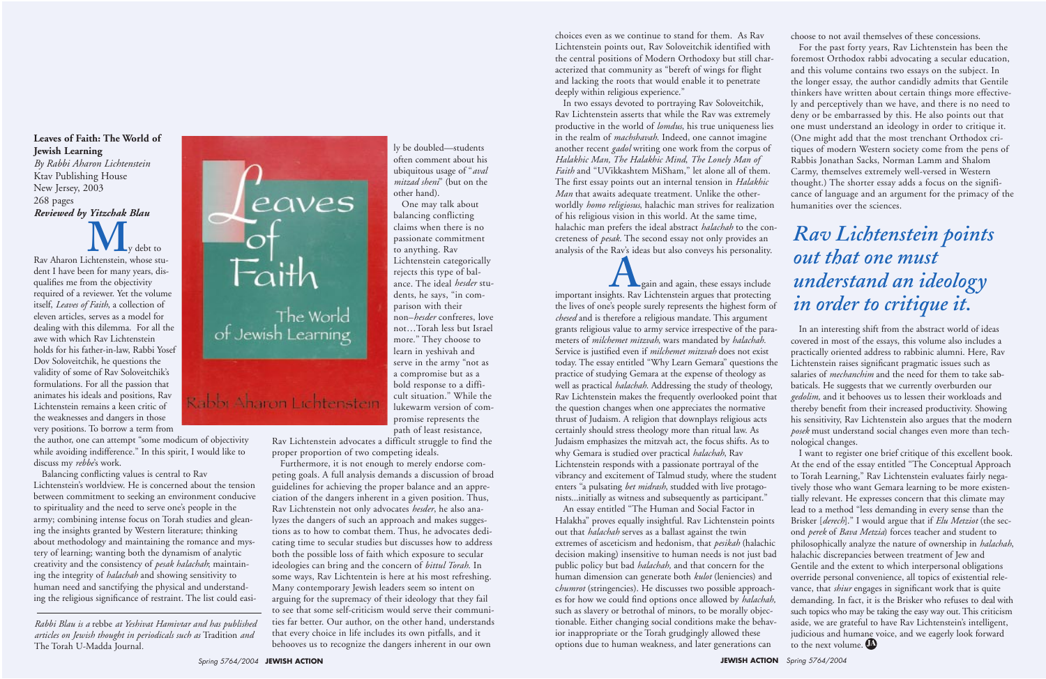**Leaves of Faith: The World of Jewish Learning**
*By Rabbi Aharon Lichtenstein*
Ktav Publishing House
New Jersey, 2003
268 pages
***Reviewed by Yitzchak Blau***

My debt to Rav Aharon Lichtenstein, whose student I have been for many years, disqualifies me from the objectivity required of a reviewer. Yet the volume itself, *Leaves of Faith*, a collection of eleven articles, serves as a model for dealing with this dilemma. For all the awe with which Rav Lichtenstein holds for his father-in-law, Rabbi Yosef Dov Soloveitchik, he questions the validity of some of Rav Soloveitchik's formulations. For all the passion that animates his ideals and positions, Rav Lichtenstein remains a keen critic of the weaknesses and dangers in those very positions. To borrow a term from the author, one can attempt "some modicum of objectivity while avoiding indifference." In this spirit, I would like to discuss my *rebbe*'s work.

Balancing conflicting values is central to Rav Lichtenstein's worldview. He is concerned about the tension between commitment to seeking an environment conducive to spirituality and the need to serve one's people in the army; combining intense focus on Torah studies and gleaning the insights granted by Western literature; thinking about methodology and maintaining the romance and mystery of learning; wanting both the dynamism of analytic creativity and the consistency of *pesak halachah*; maintaining the integrity of *halachah* and showing sensitivity to human need and sanctifying the physical and understanding the religious significance of restraint. The list could easily be doubled—students often comment about his ubiquitous usage of "*aval mitzad sheni*" (but on the other hand).

One may talk about balancing conflicting claims when there is no passionate commitment to anything. Rav Lichtenstein categorically rejects this type of balance. The ideal *hesder* students, he says, "in comparison with their non–*hesder* confreres, love not…Torah less but Israel more." They choose to learn and serve in the army "not as a compromise but as a bold response to a difficult situation." While the lukewarm version of compromise represents the path of least resistance, Rav Lichtenstein advocates a difficult struggle to find the proper proportion of two competing ideals.

Furthermore, it is not enough to merely endorse competing goals. A full analysis demands a discussion of broad guidelines for achieving the proper balance and an appreciation of the dangers inherent in a given position. Thus, Rav Lichtenstein not only advocates *hesder*, he also analyzes the dangers of such an approach and makes suggestions as to how to combat them. Thus, he advocates dedicating time to secular studies but discusses how to address both the possible loss of faith which exposure to secular ideologies can bring and the concern of *bittul Torah.* In some ways, Rav Lichtenstein is here at his most refreshing. Many contemporary Jewish leaders seem so intent on arguing for the supremacy of their ideology that they fail to see that some self-criticism would serve their communities far better. Our author, on the other hand, understands that every choice in life includes its own pitfalls, and it behooves us to recognize the dangers inherent in our own choices even as we continue to stand for them. As Rav Lichtenstein points out, Rav Soloveitchik identified with the central positions of Modern Orthodoxy but still characterized that community as "bereft of wings for flight and lacking the roots that would enable it to penetrate deeply within religious experience."

In two essays devoted to portraying Rav Soloveitchik, Rav Lichtenstein asserts that while the Rav was extremely productive in the world of *lomdus*, his true uniqueness lies in the realm of *machshavah*. Indeed, one cannot imagine another recent *gadol* writing one work from the corpus of *Halakhic Man, The Halakhic Mind, The Lonely Man of Faith* and "UVikkashtem MiSham," let alone all of them. The first essay points out an internal tension in *Halakhic Man* that awaits adequate treatment. Unlike the otherworldly *homo religiosus*, halachic man strives for realization of his religious vision in this world. At the same time, halachic man prefers the ideal abstract *halachah* to the concreteness of *pesak*. The second essay not only provides an analysis of the Rav's ideas but also conveys his personality.

Again and again, these essays include important insights. Rav Lichtenstein argues that protecting the lives of one's people surely represents the highest form of *chesed* and is therefore a religious mandate. This argument grants religious value to army service irrespective of the parameters of *milchemet mitzvah*, wars mandated by *halachah*. Service is justified even if *milchemet mitzvah* does not exist today. The essay entitled "Why Learn Gemara" questions the practice of studying Gemara at the expense of theology as well as practical *halachah*. Addressing the study of theology, Rav Lichtenstein makes the frequently overlooked point that the question changes when one appreciates the normative thrust of Judaism. A religion that downplays religious acts certainly should stress theology more than ritual law. As Judaism emphasizes the mitzvah act, the focus shifts. As to why Gemara is studied over practical *halachah*, Rav Lichtenstein responds with a passionate portrayal of the vibrancy and excitement of Talmud study, where the student enters "a pulsating *bet midrash*, studded with live protagonists...initially as witness and subsequently as participant."

An essay entitled "The Human and Social Factor in Halakha" proves equally insightful. Rav Lichtenstein points out that *halachah* serves as a ballast against the twin extremes of asceticism and hedonism, that *pesikah* (halachic decision making) insensitive to human needs is not just bad public policy but bad *halachah,* and that concern for the human dimension can generate both *kulot* (leniencies) and *chumrot* (stringencies). He discusses two possible approaches for how we could find options once allowed by *halachah,* such as slavery or betrothal of minors, to be morally objectionable. Either changing social conditions make the behavior inappropriate or the Torah grudgingly allowed these options due to human weakness, and later generations can choose to not avail themselves of these concessions.

For the past forty years, Rav Lichtenstein has been the foremost Orthodox rabbi advocating a secular education, and this volume contains two essays on the subject. In the longer essay, the author candidly admits that Gentile thinkers have written about certain things more effectively and perceptively than we have, and there is no need to deny or be embarrassed by this. He also points out that one must understand an ideology in order to critique it. (One might add that the most trenchant Orthodox critiques of modern Western society come from the pens of Rabbis Jonathan Sacks, Norman Lamm and Shalom Carmy, themselves extremely well-versed in Western thought.) The shorter essay adds a focus on the significance of language and an argument for the primacy of the humanities over the sciences.

> *Rav Lichtenstein points out that one must understand an ideology in order to critique it.*

In an interesting shift from the abstract world of ideas covered in most of the essays, this volume also includes a practically oriented address to rabbinic alumni. Here, Rav Lichtenstein raises significant pragmatic issues such as salaries of *mechanchim* and the need for them to take sabbaticals. He suggests that we currently overburden our *gedolim*, and it behooves us to lessen their workloads and thereby benefit from their increased productivity. Showing his sensitivity, Rav Lichtenstein also argues that the modern *posek* must understand social changes even more than technological changes.

I want to register one brief critique of this excellent book. At the end of the essay entitled "The Conceptual Approach to Torah Learning," Rav Lichtenstein evaluates fairly negatively those who want Gemara learning to be more existentially relevant. He expresses concern that this climate may lead to a method "less demanding in every sense than the Brisker [*derech*]." I would argue that if *Elu Metziot* (the second *perek* of *Bava Metzia*) forces teacher and student to philosophically analyze the nature of ownership in *halachah*, halachic discrepancies between treatment of Jew and Gentile and the extent to which interpersonal obligations override personal convenience, all topics of existential relevance, that *shiur* engages in significant work that is quite demanding. In fact, it is the Brisker who refuses to deal with such topics who may be taking the easy way out. This criticism aside, we are grateful to have Rav Lichtenstein's intelligent, judicious and humane voice, and we eagerly look forward to the next volume.

*Rabbi Blau is a* rebbe *at Yeshivat Hamivtar and has published articles on Jewish thought in periodicals such as* Tradition *and* The Torah U-Madda Journal.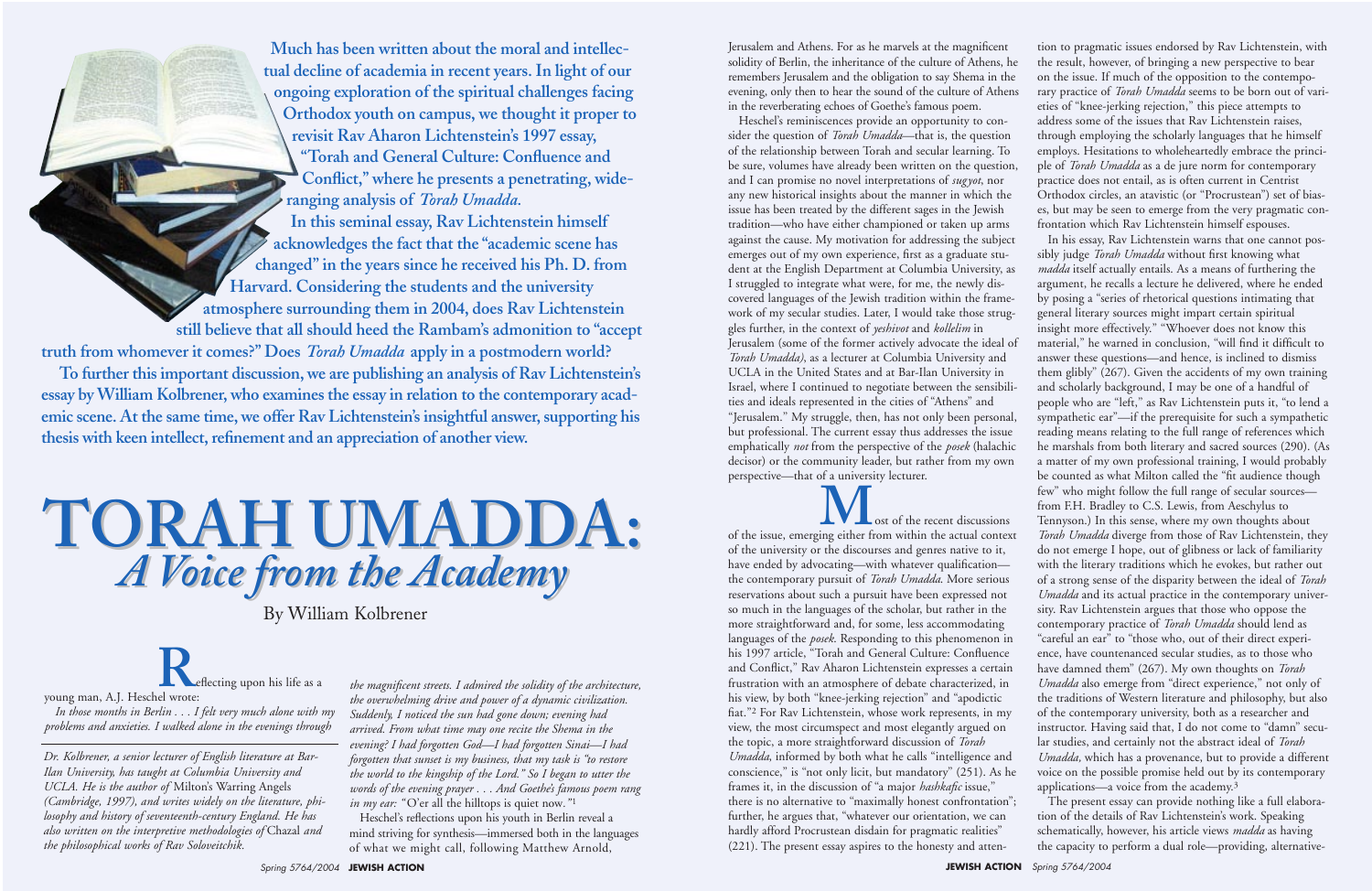**Much has been written about the moral and intellectual decline of academia in recent years. In light of our ongoing exploration of the spiritual challenges facing Orthodox youth on campus, we thought it proper to revisit Rav Aharon Lichtenstein's 1997 essay, "Torah and General Culture: Confluence and Conflict," where he presents a penetrating, wide-ranging analysis of *Torah Umadda*.**

**In this seminal essay, Rav Lichtenstein himself acknowledges the fact that the "academic scene has changed" in the years since he received his Ph. D. from Harvard. Considering the students and the university atmosphere surrounding them in 2004, does Rav Lichtenstein still believe that all should heed the Rambam's admonition to "accept truth from whomever it comes?" Does *Torah Umadda* apply in a postmodern world?**

**To further this important discussion, we are publishing an analysis of Rav Lichtenstein's essay by William Kolbrener, who examines the essay in relation to the contemporary academic scene. At the same time, we offer Rav Lichtenstein's insightful answer, supporting his thesis with keen intellect, refinement and an appreciation of another view.**

# TORAH UMADDA: *A Voice from the Academy*

By William Kolbrener

Reflecting upon his life as a young man, A.J. Heschel wrote:

*In those months in Berlin . . . I felt very much alone with my problems and anxieties. I walked alone in the evenings through the magnificent streets. I admired the solidity of the architecture, the overwhelming drive and power of a dynamic civilization. Suddenly, I noticed the sun had gone down; evening had arrived. From what time may one recite the Shema in the evening? I had forgotten God—I had forgotten Sinai—I had forgotten that sunset is my business, that my task is "to restore the world to the kingship of the Lord." So I began to utter the words of the evening prayer . . . And Goethe's famous poem rang in my ear:* "O'er all the hilltops is quiet now."[1]

*Dr. Kolbrener, a senior lecturer of English literature at Bar-Ilan University, has taught at Columbia University and UCLA. He is the author of* Milton's Warring Angels *(Cambridge, 1997), and writes widely on the literature, philosophy and history of seventeenth-century England. He has also written on the interpretive methodologies of* Chazal *and the philosophical works of Rav Soloveitchik.*

Heschel's reflections upon his youth in Berlin reveal a mind striving for synthesis—immersed both in the languages of what we might call, following Matthew Arnold, Jerusalem and Athens. For as he marvels at the magnificent solidity of Berlin, the inheritance of the culture of Athens, he remembers Jerusalem and the obligation to say Shema in the evening, only then to hear the sound of the culture of Athens in the reverberating echoes of Goethe's famous poem.

Heschel's reminiscences provide an opportunity to consider the question of *Torah Umadda*—that is, the question of the relationship between Torah and secular learning. To be sure, volumes have already been written on the question, and I can promise no novel interpretations of *sugyot*, nor any new historical insights about the manner in which the issue has been treated by the different sages in the Jewish tradition—who have either championed or taken up arms against the cause. My motivation for addressing the subject emerges out of my own experience, first as a graduate student at the English Department at Columbia University, as I struggled to integrate what were, for me, the newly discovered languages of the Jewish tradition within the framework of my secular studies. Later, I would take those struggles further, in the context of *yeshivot* and *kollelim* in Jerusalem (some of the former actively advocate the ideal of *Torah Umadda*), as a lecturer at Columbia University and UCLA in the United States and at Bar-Ilan University in Israel, where I continued to negotiate between the sensibilities and ideals represented in the cities of "Athens" and "Jerusalem." My struggle, then, has not only been personal, but professional. The current essay thus addresses the issue emphatically *not* from the perspective of the *posek* (halachic decisor) or the community leader, but rather from my own perspective—that of a university lecturer.

Most of the recent discussions of the issue, emerging either from within the actual context of the university or the discourses and genres native to it, have ended by advocating—with whatever qualification—the contemporary pursuit of *Torah Umadda*. More serious reservations about such a pursuit have been expressed not so much in the languages of the scholar, but rather in the more straightforward and, for some, less accommodating languages of the *posek*. Responding to this phenomenon in his 1997 article, "Torah and General Culture: Confluence and Conflict," Rav Aharon Lichtenstein expresses a certain frustration with an atmosphere of debate characterized, in his view, by both "knee-jerking rejection" and "apodictic fiat."[2] For Rav Lichtenstein, whose work represents, in my view, the most circumspect and most elegantly argued on the topic, a more straightforward discussion of *Torah Umadda*, informed by both what he calls "intelligence and conscience," is "not only licit, but mandatory" (251). As he frames it, in the discussion of "a major *hashkafic* issue," there is no alternative to "maximally honest confrontation"; further, he argues that, "whatever our orientation, we can hardly afford Procrustean disdain for pragmatic realities" (221). The present essay aspires to the honesty and attention to pragmatic issues endorsed by Rav Lichtenstein, with the result, however, of bringing a new perspective to bear on the issue. If much of the opposition to the contemporary practice of *Torah Umadda* seems to be born out of varieties of "knee-jerking rejection," this piece attempts to address some of the issues that Rav Lichtenstein raises, through employing the scholarly languages that he himself employs. Hesitations to wholeheartedly embrace the principle of *Torah Umadda* as a de jure norm for contemporary practice does not entail, as is often current in Centrist Orthodox circles, an atavistic (or "Procrustean") set of biases, but may be seen to emerge from the very pragmatic confrontation which Rav Lichtenstein himself espouses.

In his essay, Rav Lichtenstein warns that one cannot possibly judge *Torah Umadda* without first knowing what *madda* itself actually entails. As a means of furthering the argument, he recalls a lecture he delivered, where he ended by posing a "series of rhetorical questions intimating that general literary sources might impart certain spiritual insight more effectively." "Whoever does not know this material," he warned in conclusion, "will find it difficult to answer these questions—and hence, is inclined to dismiss them glibly" (267). Given the accidents of my own training and scholarly background, I may be one of a handful of people who are "left," as Rav Lichtenstein puts it, "to lend a sympathetic ear"—if the prerequisite for such a sympathetic reading means relating to the full range of references which he marshals from both literary and sacred sources (290). (As a matter of my own professional training, I would probably be counted as what Milton called the "fit audience though few" who might follow the full range of secular sources—from F.H. Bradley to C.S. Lewis, from Aeschylus to Tennyson.) In this sense, where my own thoughts about *Torah Umadda* diverge from those of Rav Lichtenstein, they do not emerge I hope, out of glibness or lack of familiarity with the literary traditions which he evokes, but rather out of a strong sense of the disparity between the ideal of *Torah Umadda* and its actual practice in the contemporary university. Rav Lichtenstein argues that those who oppose the contemporary practice of *Torah Umadda* should lend as "careful an ear" to "those who, out of their direct experience, have countenanced secular studies, as to those who have damned them" (267). My own thoughts on *Torah Umadda* also emerge from "direct experience," not only of the traditions of Western literature and philosophy, but also of the contemporary university, both as a researcher and instructor. Having said that, I do not come to "damn" secular studies, and certainly not the abstract ideal of *Torah Umadda,* which has a provenance, but to provide a different voice on the possible promise held out by its contemporary applications—a voice from the academy.[3]

The present essay can provide nothing like a full elaboration of the details of Rav Lichtenstein's work. Speaking schematically, however, his article views *madda* as having the capacity to perform a dual role—providing, alternative-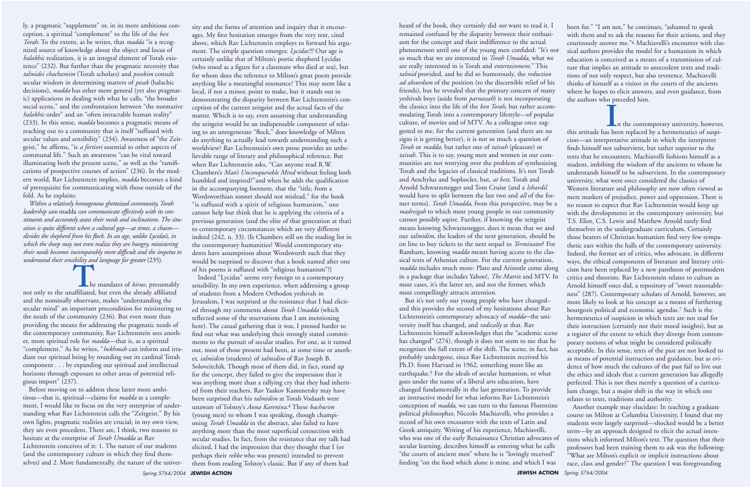ly, a pragmatic "supplement" or, in its more ambitious conception, a spiritual "complement" to the life of the *ben Torah.* To the extent, as he writes, that *madda* "is a recognized source of knowledge about the object and locus of *halakhic* realization, it is an integral element of Torah existence" (232). But further than the pragmatic necessity that *talmidei chachamim* (Torah scholars) and *posekim* consult secular wisdom in determining matters of *pesak* (halachic decisions), *madda* has other more general (yet also pragmatic) applications in dealing with what he calls, "the broader social scene," and the confrontation between "the normative *halakhic* order" and an "often intractable human reality" (233). In this sense, *madda* becomes a pragmatic means of reaching out to a community that is itself "suffused with secular values and sensibility" (234). Awareness of "the Zeitgeist," he affirms, "is *a fortiori* essential to other aspects of communal life." Such an awareness "can be vital toward illuminating both the present scene," as well as the "ramifications of prospective courses of action" (236). In the modern world, Rav Lichtenstein implies, *madda* becomes a kind of prerequisite for communicating with those outside of the fold. As he explains:

*Within a relatively homogenous ghettoized community, Torah leadership sans* madda *can communicate effectively with its constituents and accurately assess their needs and inclinations. The situation is quite different when a cultural gap—at times, a chasm—divides the shepherd from his flock. In an age, unlike Lycidas's, in which the sheep may not even realize they are hungry, ministering their needs becomes incomparably more difficult and the impetus to understand their sensibility and language far greater* (235).

The mandates of *kiruv*, presumably not only to the unaffiliated, but even the already affiliated and the nominally observant, makes "understanding the secular mind" an important precondition for ministering to the needs of the community (236). But even more than providing the means for addressing the pragmatic needs of the contemporary community, Rav Lichtenstein sees another, more spiritual role for *madda*—that is, as a spiritual "complement." As he writes, "*hokhmah* can inform and irradiate our spiritual being by rounding out its cardinal Torah component . . . by expanding our spiritual and intellectual horizons through exposure to other areas of potential religious import" (237).

Before moving on to address these latter more ambitious—that is, spiritual—claims for *madda* as a complement, I would like to focus on the very enterprise of understanding what Rav Lichtenstein calls the "Zeitgeist." By his own lights, pragmatic realities are crucial; in my own view, they are even precedent. There are, I think, two reasons to hesitate at the enterprise of *Torah Umadda* as Rav Lichtenstein conceives of it: 1. The nature of our students (and the contemporary culture in which they find themselves) and 2. More fundamentally, the nature of the university and the forms of attention and inquiry that it encourages. My first hesitation emerges from the very text, cited above, which Rav Lichtenstein employs to forward his argument. The simple question emerges: *Lycidas?!?* Our age is certainly unlike that of Milton's poetic shepherd Lycidas (who stood as a figure for a classmate who died at sea), but for whom does the reference to Milton's great poem provide anything like a meaningful resonance? This may seem like a local, if not a minor, point to make, but it stands out in demonstrating the disparity between Rav Lichtenstein's conception of the current zeitgeist and the actual facts of the matter. Which is to say, even assuming that understanding the zeitgeist would be an indispensable component of relating to an unregenerate "flock," does knowledge of Milton do anything to actually lead towards understanding such a worldview? Rav Lichtenstein's own prose provides an unbelievable range of literary and philosophical reference. But when Rav Lichtenstein asks, "Can anyone read R.W. Chambers's *Man's Unconquerable Mind* without feeling both humbled and inspired?"and when he adds the qualification in the accompanying footnote, that the "title, from a Wordsworthian sonnet should not mislead," for the book "is suffused with a spirit of religious humanism," one cannot help but think that he is applying the criteria of a previous generation (and the elite of that generation at that) to contemporary circumstances which are very different indeed (242, n. 33). (Is Chambers still on the reading list in the contemporary humanities? Would contemporary students have assumptions about Wordsworth such that they would be surprised to discover that a book named after one of his poems is suffused with "religious humanism"?)

Indeed "Lycidas" seems very foreign to a contemporary sensibility. In my own experience, when addressing a group of students from a Modern Orthodox yeshivah in Jerusalem, I was surprised at the resistance that I had elicited through my comments about *Torah Umadda* (which reflected some of the reservations that I am mentioning here). The casual gathering that it was, I pressed harder to find out what was underlying their strongly stated commitments to the pursuit of secular studies. For one, as it turned out, most of those present had been, at some time or another, *talmidim* (students) of *talmidim* of Rav Joseph B. Soloveitchik. Though most of them did, in fact, stand up for the concept, they failed to give the impression that it was anything more than a rallying cry that they had inherited from their teachers. Rav Yaakov Kamenetsky may have been surprised that his *talmidim* at Torah Vodaath were unaware of Tolstoy's *Anna Karenina*.[4] These *bachurim* (young men) to whom I was speaking, though championing *Torah Umadda* in the abstract, also failed to have anything more than the most superficial connection with secular studies. In fact, from the resistance that my talk had elicited, I had the impression that they thought that I (or perhaps their *rebbe* who was present) intended to prevent them from reading Tolstoy's classic. But if any of them had heard of the book, they certainly did *not* want to read it. I remained confused by the disparity between their enthusiasm for the concept and their indifference to the actual phenomenon until one of the young men confided: "It's not so much that we are interested in *Torah Umadda*, what we are really interested in is Torah and *entertainment*." This *talmid* provided, and he did so humorously, the *reduction ad absurdum* of the position (to the discernible relief of his friends), but he revealed that the primary concern of many yeshivah boys (aside from *parnassah*) is not incorporating the classics into the life of the *ben Torah*, but rather accommodating Torah into a contemporary lifestyle—of popular culture, of movies and of MTV. As a colleague once suggested to me, for the current generation (and there are no signs it is getting better), it is not so much a question of *Torah* or *madda*, but rather one of *taivah* (pleasure) or *taivah*. This is to say, young men and women in our communities are not worrying over the problem of synthesizing Torah and the legacies of classical traditions. It's not Torah and Aeschylus and Sophocles, but, *at best*, Torah and Arnold Schwarzenegger and Tom Cruise (and a *lehavdil* would have to split between the last two and *all* of the former terms). *Torah Umadda*, from this perspective, may be a *madreigah* to which most young people in our community cannot possibly aspire. Further, if knowing the zeitgeist means knowing Schwarzenegger, does it mean that we and our *talmidim*, the leaders of the next generation, should be on line to buy tickets to the next sequel to *Terminator*? For Rambam, knowing *madda* meant having access to the classical texts of Athenian culture. For the current generation, *madda* includes much more: Plato and Aristotle come along in a package that includes Yahoo!, *The Matrix* and MTV. In most cases, it's the latter set, and not the former, which most compellingly attracts attention.

But it's not only our young people who have changed–and this provides the second of my hesitations about Rav Lichtenstein's contemporary advocacy of *madda*–the university itself has changed, and *radically* at that. Rav Lichtenstein himself acknowledges that the "academic scene has changed" (274), though it does not seem to me that he recognizes the full extent of the shift. The scene, in fact, has probably undergone, since Rav Lichtenstein received his Ph.D. from Harvard in 1962, something more like an earthquake.[5] For the ideals of secular humanism, or what goes under the name of a liberal arts education, have changed fundamentally in the last generation. To provide an instructive model for what informs Rav Lichtenstein's conception of *madda*, we can turn to the famous Florentine political philosopher, Niccolo Machiavelli, who provides a record of his own encounter with the texts of Latin and Greek antiquity. Writing of his experience, Machiavelli, who was one of the early Renaissance Christian advocates of secular learning, describes himself as entering what he calls "the courts of ancient men" where he is "lovingly received" feeding "on the food which alone is mine, and which I was born for." "I am not," he continues, "ashamed to speak with them and to ask the reasons for their actions, and they courteously answer me."[6] Machiavelli's encounter with classical authors provides the model for a humanism in which education is conceived as a means of a transmission of culture that implies an attitude to antecedent texts and traditions of not only respect, but also reverence. Machiavelli thinks of himself as a visitor in the courts of the ancients where he hopes to elicit answers, and even guidance, from the authors who preceded him.

In the contemporary university, however, this attitude has been replaced by a hermeneutics of suspicion—an interpretative attitude in which the interpreter finds himself not subservient, but rather superior to the texts that he encounters. Machiavelli fashions himself as a student, imbibing the wisdom of the ancients to whom he understands himself to be subservient. In the contemporary university, what were once considered the classics of Western literature and philosophy are now often viewed as mere markers of prejudice, power and oppression. There is no reason to expect that Rav Lichtenstein would keep up with the developments in the contemporary university, but T.S. Eliot, C.S. Lewis and Matthew Arnold rarely find themselves in the undergraduate curriculum. Certainly those bearers of Christian humanism find very few sympathetic ears within the halls of the contemporary university. Indeed, the former set of critics, who advocate, in different ways, the ethical components of literature and literary criticism have been replaced by a new pantheon of postmodern critics and theorists. Rav Lichtenstein relates to culture as Arnold himself once did, a repository of "sweet reasonableness" (287). Contemporary scholars of Arnold, however, are more likely to look at his concept as a means of furthering bourgeois political and economic agendas.[7] Such is the hermeneutics of suspicion in which texts are not read for their instruction (certainly not their moral insights), but as a register of the extent to which they diverge from contemporary notions of what might be considered politically acceptable. In this sense, texts of the past are not looked to as means of potential instruction and guidance, but as evidence of how much the cultures of the past fail to live out the ethics and ideals that a current generation has allegedly perfected. This is not then merely a question of a curriculum change, but a major shift in the way in which one relates to texts, traditions and authority.

Another example may elucidate: In teaching a graduate course on Milton at Columbia University, I found that my students were largely surprised—shocked would be a better term—by an approach designed to elicit the actual intentions which informed Milton's text. The question that their professors had been training them to ask was the following: "What are Milton's explicit or implicit instructions about race, class and gender?" The question I was foregrounding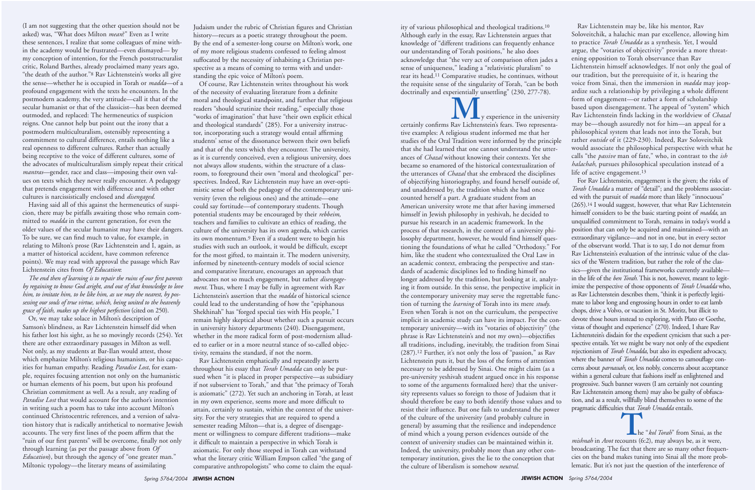(I am not suggesting that the other question should not be asked) was, "What does Milton *mean*?" Even as I write these sentences, I realize that some colleagues of mine within the academy would be frustrated—even dismayed— by my conception of intention, for the French poststructuralist critic, Roland Barthes, already proclaimed many years ago, "the death of the author."[8] Rav Lichtenstein's works all give the sense—whether he is occupied in Torah or *madda*—of a profound engagement with the texts he encounters. In the postmodern academy, the very attitude—call it that of the secular humanist or that of the classicist—has been deemed outmoded, and replaced: The hermeneutics of suspicion reigns. One cannot help but point out the irony that a postmodern multiculturalism, ostensibly representing a commitment to cultural difference, entails nothing like a real openness to different cultures. Rather than actually being receptive to the voice of different cultures, some of the advocates of multiculturalism simply repeat their critical *mantras*—gender, race and class—imposing their own values on texts which they never really encounter. A pedagogy that pretends engagement with difference and with other cultures is narcissistically enclosed and *disengaged*.

Having said all of this against the hermeneutics of suspicion, there may be pitfalls awaiting those who remain committed to *madda* in the current generation, for even the older values of the secular humanist may have their dangers. To be sure, we can find much to value, for example, in relating to Milton's prose (Rav Lichtenstein and I, again, as a matter of historical accident, have common reference points). We may read with approval the passage which Rav Lichtenstein cites from *Of Education*:

*The end then of learning is to repair the ruins of our first parents by regaining to know God aright, and out of that knowledge to love him, to imitate him, to be like him, as we may the nearest, by possessing our souls of true virtue, which, being united to the heavenly grace of faith, makes up the highest perfection* (cited on 250).

Or, we may take solace in Milton's description of Samson's blindness, as Rav Lichtenstein himself did when his father lost his sight, as he so movingly records (254). Yet there are other extraordinary passages in Milton as well. Not only, as my students at Bar-Ilan would attest, those which emphasize Milton's religious humanism, or his capacities for human empathy. Reading *Paradise Lost*, for example, requires focusing attention not only on the humanistic or human elements of his poem, but upon his profound Christian commitment as well. As a result, any reading of *Paradise Lost* that would account for the author's intention in writing such a poem has to take into account Milton's continued Christocentric references, and a version of salvation history that is radically antithetical to normative Jewish accounts. The very first lines of the poem affirm that the "ruin of our first parents" will be overcome, finally not only through learning (as per the passage above from *Of Education*), but through the agency of "one greater man." Miltonic typology—the literary means of assimilating Judaism under the rubric of Christian figures and Christian history—recurs as a poetic strategy throughout the poem. By the end of a semester-long course on Milton's work, one of my more religious students confessed to feeling almost suffocated by the necessity of inhabiting a Christian perspective as a means of coming to terms with and understanding the epic voice of Milton's poem.

Of course, Rav Lichtenstein writes throughout his work of the necessity of evaluating literature from a definite moral and theological standpoint, and further that religious readers "should scrutinize their reading," especially those "works of imagination" that have "their own explicit ethical and theological standards" (285). For a university instructor, incorporating such a strategy would entail affirming students' sense of the dissonance between their own beliefs and that of the texts which they encounter. The university, as it is currently conceived, even a religious university, does not always allow students, within the structure of a classroom, to foreground their own "moral and theological" perspectives. Indeed, Rav Lichtenstein may have an over-optimistic sense of both the pedagogy of the contemporary university (even the religious ones) and the attitude—one could say fortitude—of contemporary students. Though potential students may be encouraged by their *rebbeim*, teachers and families to cultivate an ethics of reading, the culture of the university has its own agenda, which carries its own momentum.[9] Even if a student were to begin his studies with such an outlook, it would be difficult, except for the most gifted, to maintain it. The modern university, informed by nineteenth-century models of social science and comparative literature, encourages an approach that advocates not so much engagement, but rather *disengagement*. Thus, where I may be fully in agreement with Rav Lichtenstein's assertion that the *madda* of historical science could lead to the understanding of how the "epiphanous Shekhinah" has "forged special ties with His people," I remain highly skeptical about whether such a pursuit occurs in university history departments (240). Disengagement, whether in the more radical form of post-modernism alluded to earlier or in a more neutral stance of so-called objectivity, remains the standard, if not the norm.

Rav Lichtenstein emphatically and repeatedly asserts throughout his essay that *Torah Umadda* can only be pursued when "it is placed in proper perspective—as subsidiary if not subservient to Torah," and that "the primacy of Torah is axiomatic" (272). Yet such an anchoring in Torah, at least in my own experience, seems more and more difficult to attain, certainly to sustain, within the context of the university. For the very strategies that are required to spend a semester reading Milton—that is, a degree of disengagement or willingness to compare different traditions—make it difficult to maintain a perspective in which Torah is axiomatic. For only those steeped in Torah can withstand what the literary critic William Empson called "the gang of comparative anthropologists" who come to claim the equality of various philosophical and theological traditions.[10] Although early in the essay, Rav Lichtenstein argues that knowledge of "different traditions can frequently enhance our understanding of Torah positions," he also does acknowledge that "the very act of comparison often jades a sense of uniqueness," leading a "relativistic pluralism" to rear its head.[11] Comparative studies, he continues, without the requisite sense of the singularity of Torah, "can be both doctrinally and experientially unsettling" (230, 277-78).

My experience in the university certainly confirms Rav Lichtenstein's fears. Two representative examples: A religious student informed me that her studies of the Oral Tradition were informed by the principle that she had learned that one cannot understand the utterances of *Chazal* without knowing their contexts. Yet she became so enamored of the historical contextualization of the utterances of *Chazal* that she embraced the disciplines of objectifying historiography, and found herself outside of, and unaddressed by, the tradition which she had once counted herself a part. A graduate student from an American university wrote me that after having immersed himself in Jewish philosophy in yeshivah, he decided to pursue his research in an academic framework. In the process of that research, in the context of a university philosophy department, however, he would find himself questioning the foundations of what he called "Orthodoxy." For him, like the student who contextualized the Oral Law in an academic context, embracing the perspective and standards of academic disciplines led to finding himself no longer addressed by the tradition, but looking at it, analyzing it from outside. In this sense, the perspective implicit in the contemporary university may serve the regrettable function of turning the *learning* of Torah into its mere *study*. Even when Torah is not on the curriculum, the perspective implicit in academic study can have its impact. For the contemporary university—with its "votaries of objectivity" (the phrase is Rav Lichtenstein's and not my own)—objectifies all traditions, including, inevitably, the tradition from Sinai (287).[12] Further, it's not only the loss of "passion," as Rav Lichtenstein puts it, but the loss of the forms of attention necessary to be addressed by Sinai. One might claim (as a pre-university yeshivah student argued once in his response to some of the arguments formalized here) that the university represents values so foreign to those of Judaism that it should therefore be easy to both identify those values and to resist their influence. But one fails to understand the power of the culture of the university (and probably culture in general) by assuming that the resilience and independence of mind which a young person evidences outside of the context of university studies can be maintained within it. Indeed, the university, probably more than any other contemporary institution, gives the lie to the conception that the culture of liberalism is somehow *neutral*.

Rav Lichtenstein may be, like his mentor, Rav Soloveitchik, a halachic man par excellence, allowing him to practice *Torah Umadda* as a synthesis. Yet, I would argue, the "votaries of objectivity" provide a more threatening opposition to Torah observance than Rav Lichtenstein himself acknowledges. If not only the goal of our tradition, but the prerequisite of it, is hearing the voice from Sinai, then the immersion in *madda* may jeopardize such a relationship by privileging a whole different form of engagement—or rather a form of scholarship based upon disengagement. The appeal of "system" which Rav Lichtenstein finds lacking in the worldview of *Chazal* may be—though assuredly not for him—an appeal for a philosophical system that leads not into the Torah, but rather *outside* of it (229-230). Indeed, Rav Soloveitchik would associate the philosophical perspective with what he calls "the *passive* man of fate," who, in contrast to the *ish halachah*, pursues philosophical speculation instead of a life of active engagement.[13]

For Rav Lichtenstein, engagement is the given; the risks of *Torah Umadda* a matter of "detail"; and the problems associated with the pursuit of *madda* more than likely "innocuous" (265).[14] I would suggest, however, that what Rav Lichtenstein himself considers to be the basic starting point of *madda*, an unqualified commitment to Torah, remains in today's world a position that can only be acquired and maintained—with an extraordinary vigilance—and not in one, but in every sector of the observant world. That is to say, I do not demur from Rav Lichtenstein's evaluation of the intrinsic value of the classics of the Western tradition, but rather the role of the classics—given the institutional frameworks currently available—in the life of the *ben Torah*. This is not, however, meant to legitimize the perspective of those opponents of *Torah Umadda* who, as Rav Lichtenstein describes them, "think it is perfectly legitimate to labor long and engrossing hours in order to eat lamb chops, drive a Volvo, or vacation in St. Moritz, but illicit to devote those hours instead to exploring, with Plato or Goethe, vistas of thought and experience" (270). Indeed, I share Rav Lichtenstein's disdain for the expedient cynicism that such a perspective entails. Yet we might be wary not only of the expedient rejectionism of *Torah Umadda*, but also its expedient advocacy, where the banner of *Torah Umadda* comes to camouflage concerns about *parnassah*, or, less nobly, concerns about acceptance within a general culture that fashions itself as enlightened and progressive. Such banner wavers (I am certainly not counting Rav Lichtenstein among them) may also be guilty of obfuscation, and as a result, willfully blind themselves to some of the pragmatic difficulties that *Torah Umadda* entails.

The "*kol Torah*" from Sinai, as the *mishnah* in *Avot* recounts (6:2), may always be, as it were, broadcasting. The fact that there are so many other frequencies on the band makes tuning into Sinai all the more problematic. But it's not just the question of the interference of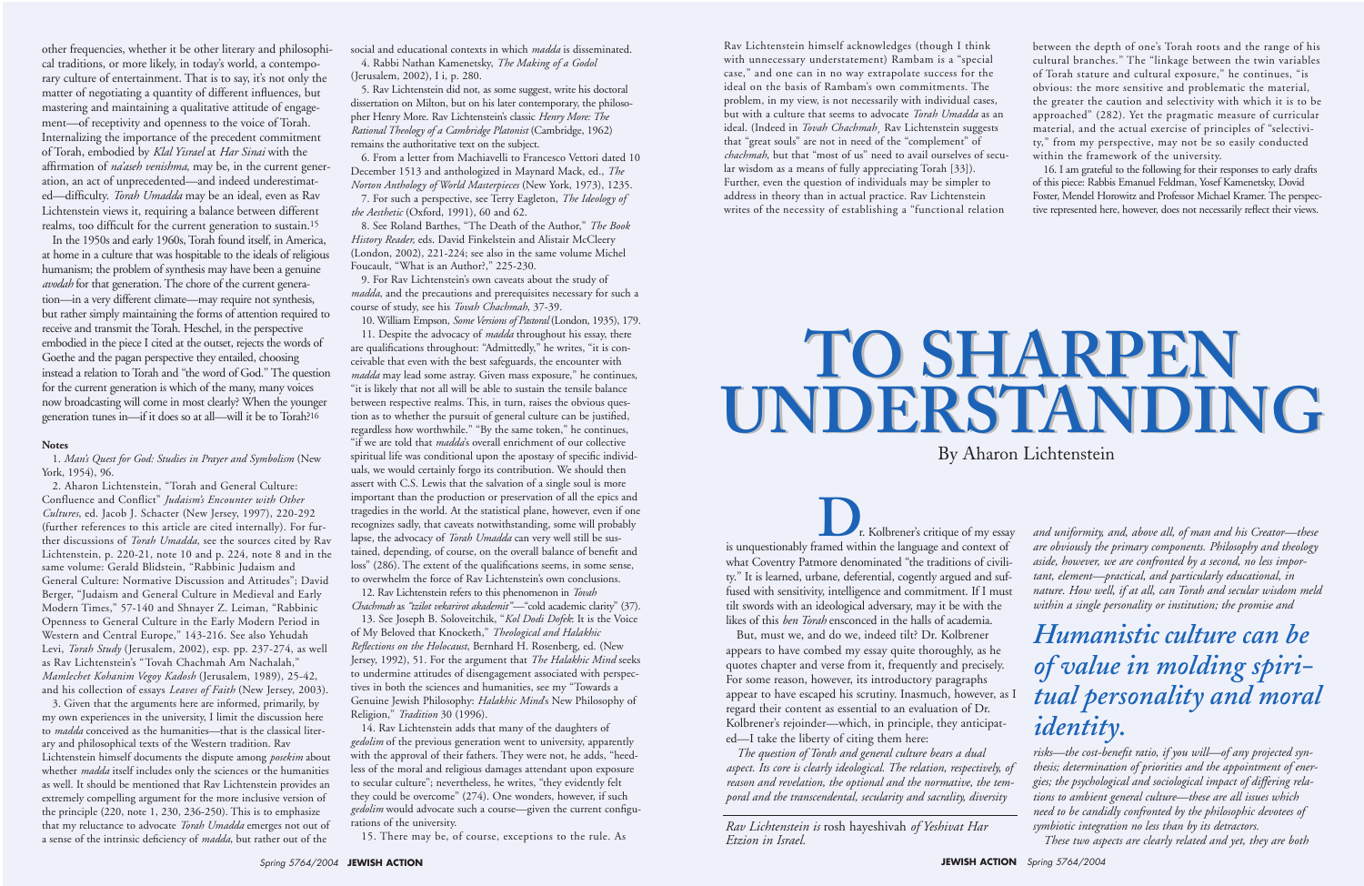other frequencies, whether it be other literary and philosophical traditions, or more likely, in today's world, a contemporary culture of entertainment. That is to say, it's not only the matter of negotiating a quantity of different influences, but mastering and maintaining a qualitative attitude of engagement—of receptivity and openness to the voice of Torah. Internalizing the importance of the precedent commitment of Torah, embodied by *Klal Yisrael* at *Har Sinai* with the affirmation of *na'aseh venishma,* may be, in the current generation, an act of unprecedented—and indeed underestimated—difficulty. *Torah Umadda* may be an ideal, even as Rav Lichtenstein views it, requiring a balance between different realms, too difficult for the current generation to sustain.[15]

In the 1950s and early 1960s, Torah found itself, in America, at home in a culture that was hospitable to the ideals of religious humanism; the problem of synthesis may have been a genuine *avodah* for that generation. The chore of the current generation—in a very different climate—may require not synthesis, but rather simply maintaining the forms of attention required to receive and transmit the Torah. Heschel, in the perspective embodied in the piece I cited at the outset, rejects the words of Goethe and the pagan perspective they entailed, choosing instead a relation to Torah and "the word of God." The question for the current generation is which of the many, many voices now broadcasting will come in most clearly? When the younger generation tunes in—if it does so at all—will it be to Torah?[16]

**Notes**

1. *Man's Quest for God: Studies in Prayer and Symbolism* (New York, 1954), 96.

2. Aharon Lichtenstein, "Torah and General Culture: Confluence and Conflict" *Judaism's Encounter with Other Cultures*, ed. Jacob J. Schacter (New Jersey, 1997), 220-292 (further references to this article are cited internally). For further discussions of *Torah Umadda*, see the sources cited by Rav Lichtenstein, p. 220-21, note 10 and p. 224, note 8 and in the same volume: Gerald Blidstein, "Rabbinic Judaism and General Culture: Normative Discussion and Attitudes"; David Berger, "Judaism and General Culture in Medieval and Early Modern Times," 57-140 and Shnayer Z. Leiman, "Rabbinic Openness to General Culture in the Early Modern Period in Western and Central Europe," 143-216. See also Yehudah Levi, *Torah Study* (Jerusalem, 2002), esp. pp. 237-274, as well as Rav Lichtenstein's "Tovah Chachmah Am Nachalah," *Mamlechet Kohanim Vegoy Kadosh* (Jerusalem, 1989), 25-42, and his collection of essays *Leaves of Faith* (New Jersey, 2003).

3. Given that the arguments here are informed, primarily, by my own experiences in the university, I limit the discussion here to *madda* conceived as the humanities—that is the classical literary and philosophical texts of the Western tradition. Rav Lichtenstein himself documents the dispute among *posekim* about whether *madda* itself includes only the sciences or the humanities as well. It should be mentioned that Rav Lichtenstein provides an extremely compelling argument for the more inclusive version of the principle (220, note 1, 230, 236-250). This is to emphasize that my reluctance to advocate *Torah Umadda* emerges not out of a sense of the intrinsic deficiency of *madda*, but rather out of the social and educational contexts in which *madda* is disseminated.

4. Rabbi Nathan Kamenetsky, *The Making of a Godol* (Jerusalem, 2002), I i, p. 280.

5. Rav Lichtenstein did not, as some suggest, write his doctoral dissertation on Milton, but on his later contemporary, the philosopher Henry More. Rav Lichtenstein's classic *Henry More: The Rational Theology of a Cambridge Platonist* (Cambridge, 1962) remains the authoritative text on the subject.

6. From a letter from Machiavelli to Francesco Vettori dated 10 December 1513 and anthologized in Maynard Mack, ed., *The Norton Anthology of World Masterpieces* (New York, 1973), 1235.

7. For such a perspective, see Terry Eagleton, *The Ideology of the Aesthetic* (Oxford, 1991), 60 and 62.

8. See Roland Barthes, "The Death of the Author," *The Book History Reader*, eds. David Finkelstein and Alistair McCleery (London, 2002), 221-224; see also in the same volume Michel Foucault, "What is an Author?," 225-230.

9. For Rav Lichtenstein's own caveats about the study of *madda*, and the precautions and prerequisites necessary for such a course of study, see his *Tovah Chachmah*, 37-39.

10. William Empson, *Some Versions of Pastoral* (London, 1935), 179.

11. Despite the advocacy of *madda* throughout his essay, there are qualifications throughout: "Admittedly," he writes, "it is conceivable that even with the best safeguards, the encounter with *madda* may lead some astray. Given mass exposure," he continues, "it is likely that not all will be able to sustain the tensile balance between respective realms. This, in turn, raises the obvious question as to whether the pursuit of general culture can be justified, regardless how worthwhile." "By the same token," he continues, "if we are told that *madda*'s overall enrichment of our collective spiritual life was conditional upon the apostasy of specific individuals, we would certainly forgo its contribution. We should then assert with C.S. Lewis that the salvation of a single soul is more important than the production or preservation of all the epics and tragedies in the world. At the statistical plane, however, even if one recognizes sadly, that caveats notwithstanding, some will probably lapse, the advocacy of *Torah Umadda* can very well still be sustained, depending, of course, on the overall balance of benefit and loss" (286). The extent of the qualifications seems, in some sense, to overwhelm the force of Rav Lichtenstein's own conclusions.

12. Rav Lichtenstein refers to this phenomenon in *Tovah Chachmah* as *"tzilot vekarirot akademit"*—"cold academic clarity" (37).

13. See Joseph B. Soloveitchik, "*Kol Dodi Dofek*: It is the Voice of My Beloved that Knocketh," *Theological and Halakhic Reflections on the Holocaust*, Bernhard H. Rosenberg, ed. (New Jersey, 1992), 51. For the argument that *The Halakhic Mind* seeks to undermine attitudes of disengagement associated with perspectives in both the sciences and humanities, see my "Towards a Genuine Jewish Philosophy: *Halakhic Mind*'s New Philosophy of Religion," *Tradition* 30 (1996).

14. Rav Lichtenstein adds that many of the daughters of *gedolim* of the previous generation went to university, apparently with the approval of their fathers. They were not, he adds, "heedless of the moral and religious damages attendant upon exposure to secular culture"; nevertheless, he writes, "they evidently felt they could be overcome" (274). One wonders, however, if such *gedolim* would advocate such a course—given the current configurations of the university.

15. There may be, of course, exceptions to the rule. As Rav Lichtenstein himself acknowledges (though I think with unnecessary understatement) Rambam is a "special case," and one can in no way extrapolate success for the ideal on the basis of Rambam's own commitments. The problem, in my view, is not necessarily with individual cases, but with a culture that seems to advocate *Torah Umadda* as an ideal. (Indeed in *Tovah Chachmah*, Rav Lichtenstein suggests that "great souls" are not in need of the "complement" of *chachmah*, but that "most of us" need to avail ourselves of secular wisdom as a means of fully appreciating Torah [33]). Further, even the question of individuals may be simpler to address in theory than in actual practice. Rav Lichtenstein writes of the necessity of establishing a "functional relation between the depth of one's Torah roots and the range of his cultural branches." The "linkage between the twin variables of Torah stature and cultural exposure," he continues, "is obvious: the more sensitive and problematic the material, the greater the caution and selectivity with which it is to be approached" (282). Yet the pragmatic measure of curricular material, and the actual exercise of principles of "selectivity," from my perspective, may not be so easily conducted within the framework of the university.

16. I am grateful to the following for their responses to early drafts of this piece: Rabbis Emanuel Feldman, Yosef Kamenetsky, Dovid Foster, Mendel Horowitz and Professor Michael Kramer. The perspective represented here, however, does not necessarily reflect their views.

# TO SHARPEN UNDERSTANDING

By Aharon Lichtenstein

Dr. Kolbrener's critique of my essay is unquestionably framed within the language and context of what Coventry Patmore denominated "the traditions of civility." It is learned, urbane, deferential, cogently argued and suffused with sensitivity, intelligence and commitment. If I must tilt swords with an ideological adversary, may it be with the likes of this *ben Torah* ensconced in the halls of academia.

But, must we, and do we, indeed tilt? Dr. Kolbrener appears to have combed my essay quite thoroughly, as he quotes chapter and verse from it, frequently and precisely. For some reason, however, its introductory paragraphs appear to have escaped his scrutiny. Inasmuch, however, as I regard their content as essential to an evaluation of Dr. Kolbrener's rejoinder—which, in principle, they anticipated—I take the liberty of citing them here:

*The question of Torah and general culture bears a dual aspect. Its core is clearly ideological. The relation, respectively, of reason and revelation, the optional and the normative, the temporal and the transcendental, secularity and sacrality, diversity and uniformity, and, above all, of man and his Creator—these are obviously the primary components. Philosophy and theology aside, however, we are confronted by a second, no less important, element—practical, and particularly educational, in nature. How well, if at all, can Torah and secular wisdom meld within a single personality or institution; the promise and risks—the cost-benefit ratio, if you will—of any projected synthesis; determination of priorities and the appointment of energies; the psychological and sociological impact of differing relations to ambient general culture—these are all issues which need to be candidly confronted by the philosophic devotees of symbiotic integration no less than by its detractors.*

*These two aspects are clearly related and yet, they are both*

*Humanistic culture can be of value in molding spiritual personality and moral identity.*

*Rav Lichtenstein is* rosh hayeshivah *of Yeshivat Har Etzion in Israel.*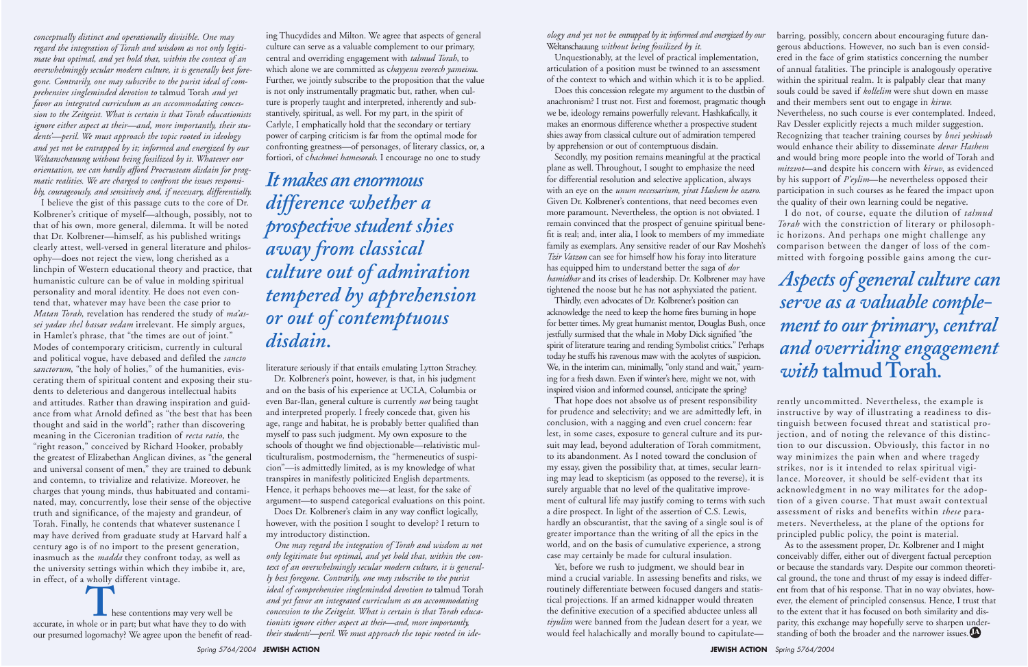*conceptually distinct and operationally divisible. One may regard the integration of Torah and wisdom as not only legitimate but optimal, and yet hold that, within the context of an overwhelmingly secular modern culture, it is generally best foregone. Contrarily, one may subscribe to the purist ideal of comprehensive singleminded devotion to* talmud Torah *and yet favor an integrated curriculum as an accommodating concession to the Zeitgeist. What is certain is that Torah educationists ignore either aspect at their—and, more importantly, their students'—peril. We must approach the topic rooted in ideology and yet not be entrapped by it; informed and energized by our Weltanschauung without being fossilized by it. Whatever our orientation, we can hardly afford Procrustean disdain for pragmatic realities. We are charged to confront the issues responsibly, courageously, and sensitively and, if necessary, differentially.*

I believe the gist of this passage cuts to the core of Dr. Kolbrener's critique of myself—although, possibly, not to that of his own, more general, dilemma. It will be noted that Dr. Kolbrener—himself, as his published writings clearly attest, well-versed in general literature and philosophy—does not reject the view, long cherished as a linchpin of Western educational theory and practice, that humanistic culture can be of value in molding spiritual personality and moral identity. He does not even contend that, whatever may have been the case prior to *Matan Torah*, revelation has rendered the study of *ma'assei yadav shel bassar vedam* irrelevant. He simply argues, in Hamlet's phrase, that "the times are out of joint." Modes of contemporary criticism, currently in cultural and political vogue, have debased and defiled the *sancto sanctorum*, "the holy of holies," of the humanities, eviscerating them of spiritual content and exposing their students to deleterious and dangerous intellectual habits and attitudes. Rather than drawing inspiration and guidance from what Arnold defined as "the best that has been thought and said in the world"; rather than discovering meaning in the Ciceronian tradition of *recta ratio*, the "right reason," conceived by Richard Hooker, probably the greatest of Elizabethan Anglican divines, as "the general and universal consent of men," they are trained to debunk and contemn, to trivialize and relativize. Moreover, he charges that young minds, thus habituated and contaminated, may, concurrently, lose their sense of the objective truth and significance, of the majesty and grandeur, of Torah. Finally, he contends that whatever sustenance I may have derived from graduate study at Harvard half a century ago is of no import to the present generation, inasmuch as the *madda* they confront today, as well as the university settings within which they imbibe it, are, in effect, of a wholly different vintage.

These contentions may very well be accurate, in whole or in part; but what have they to do with our presumed logomachy? We agree upon the benefit of reading Thucydides and Milton. We agree that aspects of general culture can serve as a valuable complement to our primary, central and overriding engagement with *talmud Torah*, to which alone we are committed as *chayyenu veorech yameinu*. Further, we jointly subscribe to the proposition that the value is not only instrumentally pragmatic but, rather, when culture is properly taught and interpreted, inherently and substantively, spiritual, as well. For my part, in the spirit of Carlyle, I emphatically hold that the secondary or tertiary power of carping criticism is far from the optimal mode for confronting greatness—of personages, of literary classics, or, a fortiori, of *chachmei hamesorah*. I encourage no one to study literature seriously if that entails emulating Lytton Strachey.

> *It makes an enormous difference whether a prospective student shies away from classical culture out of admiration tempered by apprehension or out of contemptuous disdain.*

Dr. Kolbrener's point, however, is that, in his judgment and on the basis of his experience at UCLA, Columbia or even Bar-Ilan, general culture is currently *not* being taught and interpreted properly. I freely concede that, given his age, range and habitat, he is probably better qualified than myself to pass such judgment. My own exposure to the schools of thought we find objectionable—relativistic multiculturalism, postmodernism, the "hermeneutics of suspicion"—is admittedly limited, as is my knowledge of what transpires in manifestly politicized English departments. Hence, it perhaps behooves me—at least, for the sake of argument—to suspend categorical evaluations on this point.

Does Dr. Kolbrener's claim in any way conflict logically, however, with the position I sought to develop? I return to my introductory distinction.

*One may regard the integration of Torah and wisdom as not only legitimate but optimal, and yet hold that, within the context of an overwhelmingly secular modern culture, it is generally best foregone. Contrarily, one may subscribe to the purist ideal of comprehensive singleminded devotion to* talmud Torah *and yet favor an integrated curriculum as an accommodating concession to the Zeitgeist. What is certain is that Torah educationists ignore either aspect at their—and, more importantly, their students'—peril. We must approach the topic rooted in ideology and yet not be entrapped by it; informed and energized by our* Weltanschauung *without being fossilized by it.*

Unquestionably, at the level of practical implementation, articulation of a position must be twinned to an assessment of the context to which and within which it is to be applied.

Does this concession relegate my argument to the dustbin of anachronism? I trust not. First and foremost, pragmatic though we be, ideology remains powerfully relevant. Hashkafically, it makes an enormous difference whether a prospective student shies away from classical culture out of admiration tempered by apprehension or out of contemptuous disdain.

Secondly, my position remains meaningful at the practical plane as well. Throughout, I sought to emphasize the need for differential resolution and selective application, always with an eye on the *unum necessarium, yirat Hashem he ozaro.* Given Dr. Kolbrener's contentions, that need becomes even more paramount. Nevertheless, the option is not obviated. I remain convinced that the prospect of genuine spiritual benefit is real; and, inter alia, I look to members of my immediate family as exemplars. Any sensitive reader of our Rav Mosheh's *Tzir Vatzon* can see for himself how his foray into literature has equipped him to understand better the saga of *dor hamidbar* and its crises of leadership. Dr. Kolbrener may have tightened the noose but he has not asphyxiated the patient.

Thirdly, even advocates of Dr. Kolbrener's position can acknowledge the need to keep the home fires burning in hope for better times. My great humanist mentor, Douglas Bush, once jestfully surmised that the whale in Moby Dick signified "the spirit of literature tearing and rending Symbolist critics." Perhaps today he stuffs his ravenous maw with the acolytes of suspicion. We, in the interim can, minimally, "only stand and wait," yearning for a fresh dawn. Even if winter's here, might we not, with inspired vision and informed counsel, anticipate the spring?

That hope does not absolve us of present responsibility for prudence and selectivity; and we are admittedly left, in conclusion, with a nagging and even cruel concern: fear lest, in some cases, exposure to general culture and its pursuit may lead, beyond adulteration of Torah commitment, to its abandonment. As I noted toward the conclusion of my essay, given the possibility that, at times, secular learning may lead to skepticism (as opposed to the reverse), it is surely arguable that no level of the qualitative improvement of cultural life may justify coming to terms with such a dire prospect. In light of the assertion of C.S. Lewis, hardly an obscurantist, that the saving of a single soul is of greater importance than the writing of all the epics in the world, and on the basis of cumulative experience, a strong case may certainly be made for cultural insulation.

Yet, before we rush to judgment, we should bear in mind a crucial variable. In assessing benefits and risks, we routinely differentiate between focused dangers and statistical projections. If an armed kidnapper would threaten the definitive execution of a specified abductee unless all *tiyulim* were banned from the Judean desert for a year, we would feel halachically and morally bound to capitulate—barring, possibly, concern about encouraging future dangerous abductions. However, no such ban is even considered in the face of grim statistics concerning the number of annual fatalities. The principle is analogously operative within the spiritual realm. It is palpably clear that many souls could be saved if *kollelim* were shut down en masse and their members sent out to engage in *kiruv*. Nevertheless, no such course is ever contemplated. Indeed, Rav Dessler explicitly rejects a much milder suggestion. Recognizing that teacher training courses by *bnei yeshivah* would enhance their ability to disseminate *devar Hashem* and would bring more people into the world of Torah and *mitzvot*—and despite his concern with *kiruv*, as evidenced by his support of *P'eylim*—he nevertheless opposed their participation in such courses as he feared the impact upon the quality of their own learning could be negative.

I do not, of course, equate the dilution of *talmud Torah* with the constriction of literary or philosophic horizons. And perhaps one might challenge any comparison between the danger of loss of the committed with forgoing possible gains among the currently uncommitted. Nevertheless, the example is instructive by way of illustrating a readiness to distinguish between focused threat and statistical projection, and of noting the relevance of this distinction to our discussion. Obviously, this factor in no way minimizes the pain when and where tragedy strikes, nor is it intended to relax spiritual vigilance. Moreover, it should be self-evident that its acknowledgment in no way militates for the adoption of a given course. That must await contextual assessment of risks and benefits within *these* parameters. Nevertheless, at the plane of the options for principled public policy, the point is material.

> *Aspects of general culture can serve as a valuable complement to our primary, central and overriding engagement with* **talmud Torah.**

As to the assessment proper, Dr. Kolbrener and I might conceivably differ, either out of divergent factual perception or because the standards vary. Despite our common theoretical ground, the tone and thrust of my essay is indeed different from that of his response. That in no way obviates, however, the element of principled consensus. Hence, I trust that to the extent that it has focused on both similarity and disparity, this exchange may hopefully serve to sharpen understanding of both the broader and the narrower issues.